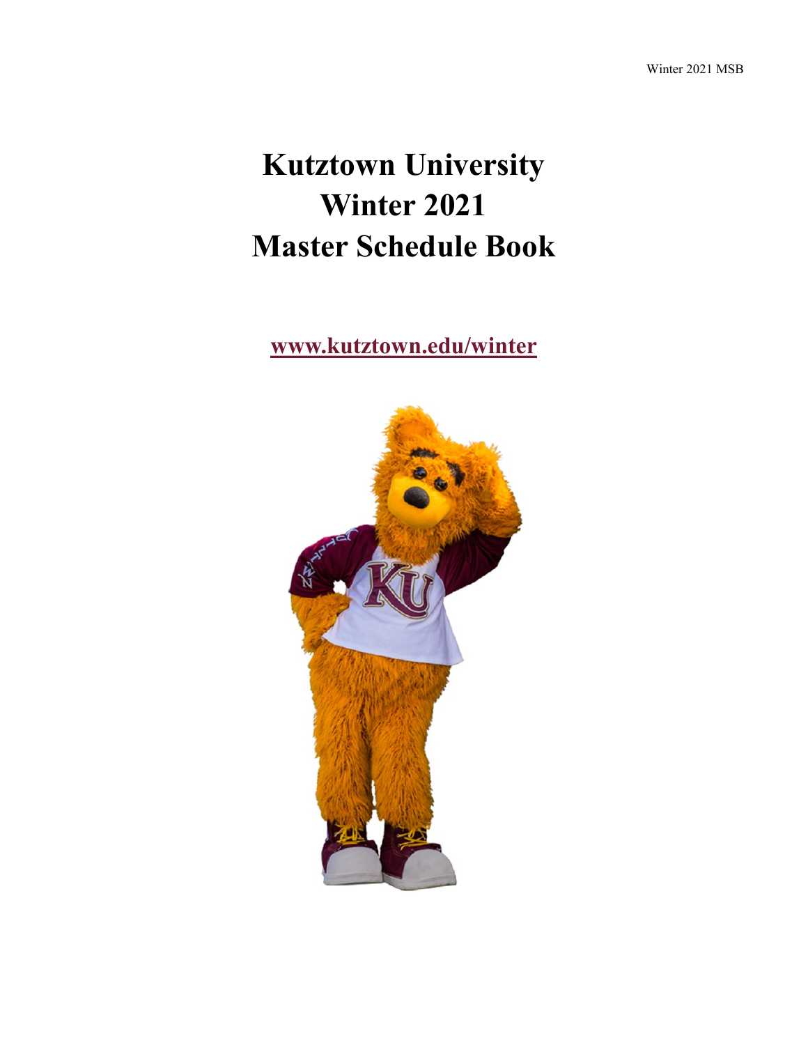# Kutztown University
# Winter 2021
# Master Schedule Book

**www.kutztown.edu/winter**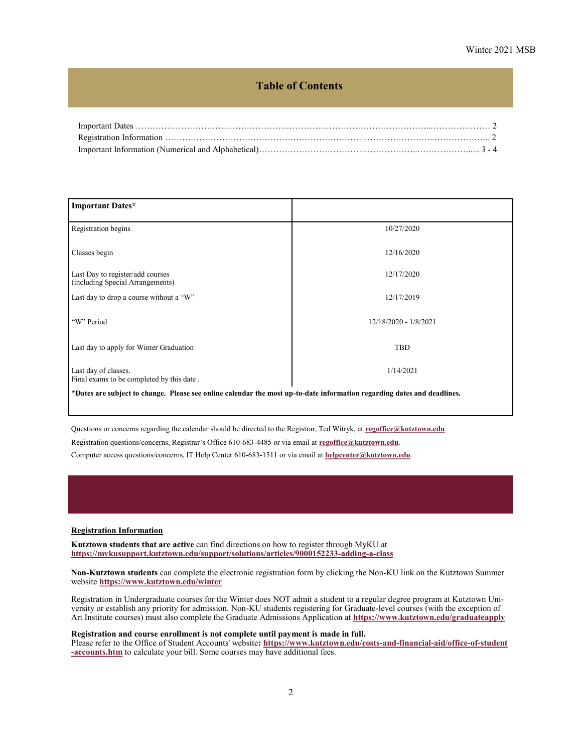## Table of Contents

Important Dates ………………………………………………………………………………………..………………… 2
Registration Information ………………………………………………………………………………...……………….. 2
Important Information (Numerical and Alphabetical)……………………………………………..……………….... 3 - 4

| Important Dates* | |
|---|---|
| Registration begins | 10/27/2020 |
| Classes begin | 12/16/2020 |
| Last Day to register/add courses (including Special Arrangements) | 12/17/2020 |
| Last day to drop a course without a "W" | 12/17/2019 |
| "W" Period | 12/18/2020 - 1/8/2021 |
| Last day to apply for Winter Graduation | TBD |
| Last day of classes. Final exams to be completed by this date . | 1/14/2021 |

**\*Dates are subject to change. Please see online calendar the most up-to-date information regarding dates and deadlines.**

Questions or concerns regarding the calendar should be directed to the Registrar, Ted Witryk, at **regoffice@kutztown.edu**.

Registration questions/concerns, Registrar's Office 610-683-4485 or via email at **regoffice@kutztown.edu**.

Computer access questions/concerns, IT Help Center 610-683-1511 or via email at **helpcenter@kutztown.edu**.

### Registration Information

**Kutztown students that are active** can find directions on how to register through MyKU at **https://mykusupport.kutztown.edu/support/solutions/articles/9000152233-adding-a-class**

**Non-Kutztown students** can complete the electronic registration form by clicking the Non-KU link on the Kutztown Summer website **https://www.kutztown.edu/winter**

Registration in Undergraduate courses for the Winter does NOT admit a student to a regular degree program at Kutztown University or establish any priority for admission. Non-KU students registering for Graduate-level courses (with the exception of Art Institute courses) must also complete the Graduate Admissions Application at **https://www.kutztown.edu/graduateapply**

**Registration and course enrollment is not complete until payment is made in full.**
Please refer to the Office of Student Accounts' website**: https://www.kutztown.edu/costs-and-financial-aid/office-of-student-accounts.htm** to calculate your bill. Some courses may have additional fees.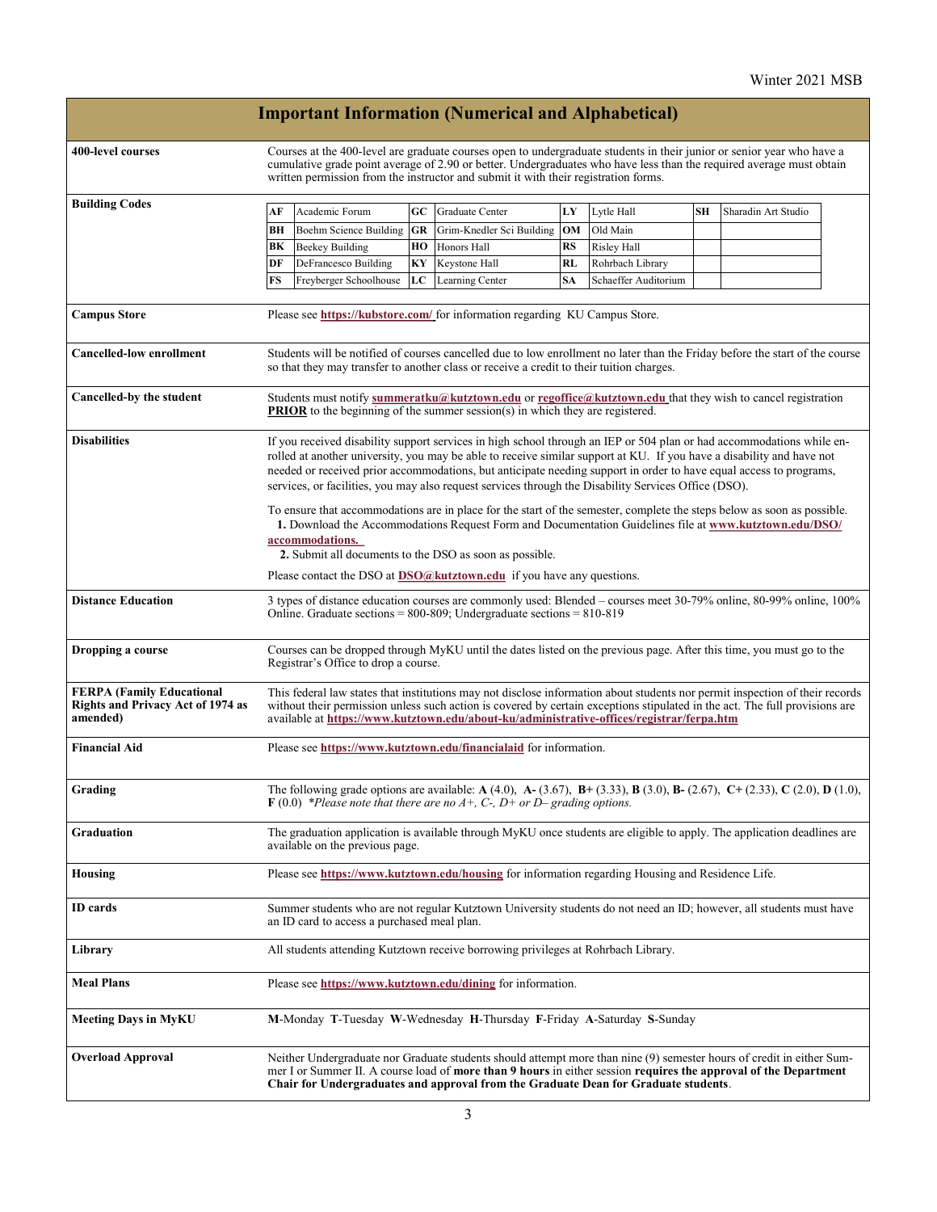## Important Information (Numerical and Alphabetical)

| | |
|---|---|
| **400-level courses** | Courses at the 400-level are graduate courses open to undergraduate students in their junior or senior year who have a cumulative grade point average of 2.90 or better. Undergraduates who have less than the required average must obtain written permission from the instructor and submit it with their registration forms. |
| **Building Codes** | (see table below) |
| **Campus Store** | Please see **https://kubstore.com/** for information regarding KU Campus Store. |
| **Cancelled-low enrollment** | Students will be notified of courses cancelled due to low enrollment no later than the Friday before the start of the course so that they may transfer to another class or receive a credit to their tuition charges. |
| **Cancelled-by the student** | Students must notify **summeratku@kutztown.edu** or **regoffice@kutztown.edu** that they wish to cancel registration **PRIOR** to the beginning of the summer session(s) in which they are registered. |
| **Disabilities** | If you received disability support services in high school through an IEP or 504 plan or had accommodations while enrolled at another university, you may be able to receive similar support at KU. If you have a disability and have not needed or received prior accommodations, but anticipate needing support in order to have equal access to programs, services, or facilities, you may also request services through the Disability Services Office (DSO).<br><br>To ensure that accommodations are in place for the start of the semester, complete the steps below as soon as possible.<br>**1.** Download the Accommodations Request Form and Documentation Guidelines file at **www.kutztown.edu/DSO/accommodations.**<br>**2.** Submit all documents to the DSO as soon as possible.<br><br>Please contact the DSO at **DSO@kutztown.edu** if you have any questions. |
| **Distance Education** | 3 types of distance education courses are commonly used: Blended – courses meet 30-79% online, 80-99% online, 100% Online. Graduate sections = 800-809; Undergraduate sections = 810-819 |
| **Dropping a course** | Courses can be dropped through MyKU until the dates listed on the previous page. After this time, you must go to the Registrar's Office to drop a course. |
| **FERPA (Family Educational Rights and Privacy Act of 1974 as amended)** | This federal law states that institutions may not disclose information about students nor permit inspection of their records without their permission unless such action is covered by certain exceptions stipulated in the act. The full provisions are available at **https://www.kutztown.edu/about-ku/administrative-offices/registrar/ferpa.htm** |
| **Financial Aid** | Please see **https://www.kutztown.edu/financialaid** for information. |
| **Grading** | The following grade options are available: **A** (4.0), **A-** (3.67), **B+** (3.33), **B** (3.0), **B-** (2.67), **C+** (2.33), **C** (2.0), **D** (1.0), **F** (0.0) *\*Please note that there are no A+, C-, D+ or D– grading options.* |
| **Graduation** | The graduation application is available through MyKU once students are eligible to apply. The application deadlines are available on the previous page. |
| **Housing** | Please see **https://www.kutztown.edu/housing** for information regarding Housing and Residence Life. |
| **ID cards** | Summer students who are not regular Kutztown University students do not need an ID; however, all students must have an ID card to access a purchased meal plan. |
| **Library** | All students attending Kutztown receive borrowing privileges at Rohrbach Library. |
| **Meal Plans** | Please see **https://www.kutztown.edu/dining** for information. |
| **Meeting Days in MyKU** | **M**-Monday **T**-Tuesday **W**-Wednesday **H**-Thursday **F**-Friday **A**-Saturday **S**-Sunday |
| **Overload Approval** | Neither Undergraduate nor Graduate students should attempt more than nine (9) semester hours of credit in either Summer I or Summer II. A course load of **more than 9 hours** in either session **requires the approval of the Department Chair for Undergraduates and approval from the Graduate Dean for Graduate students**. |

**Building Codes**

| | | | | | | | |
|---|---|---|---|---|---|---|---|
| **AF** | Academic Forum | **GC** | Graduate Center | **LY** | Lytle Hall | **SH** | Sharadin Art Studio |
| **BH** | Boehm Science Building | **GR** | Grim-Knedler Sci Building | **OM** | Old Main | | |
| **BK** | Beekey Building | **HO** | Honors Hall | **RS** | Risley Hall | | |
| **DF** | DeFrancesco Building | **KY** | Keystone Hall | **RL** | Rohrbach Library | | |
| **FS** | Freyberger Schoolhouse | **LC** | Learning Center | **SA** | Schaeffer Auditorium | | |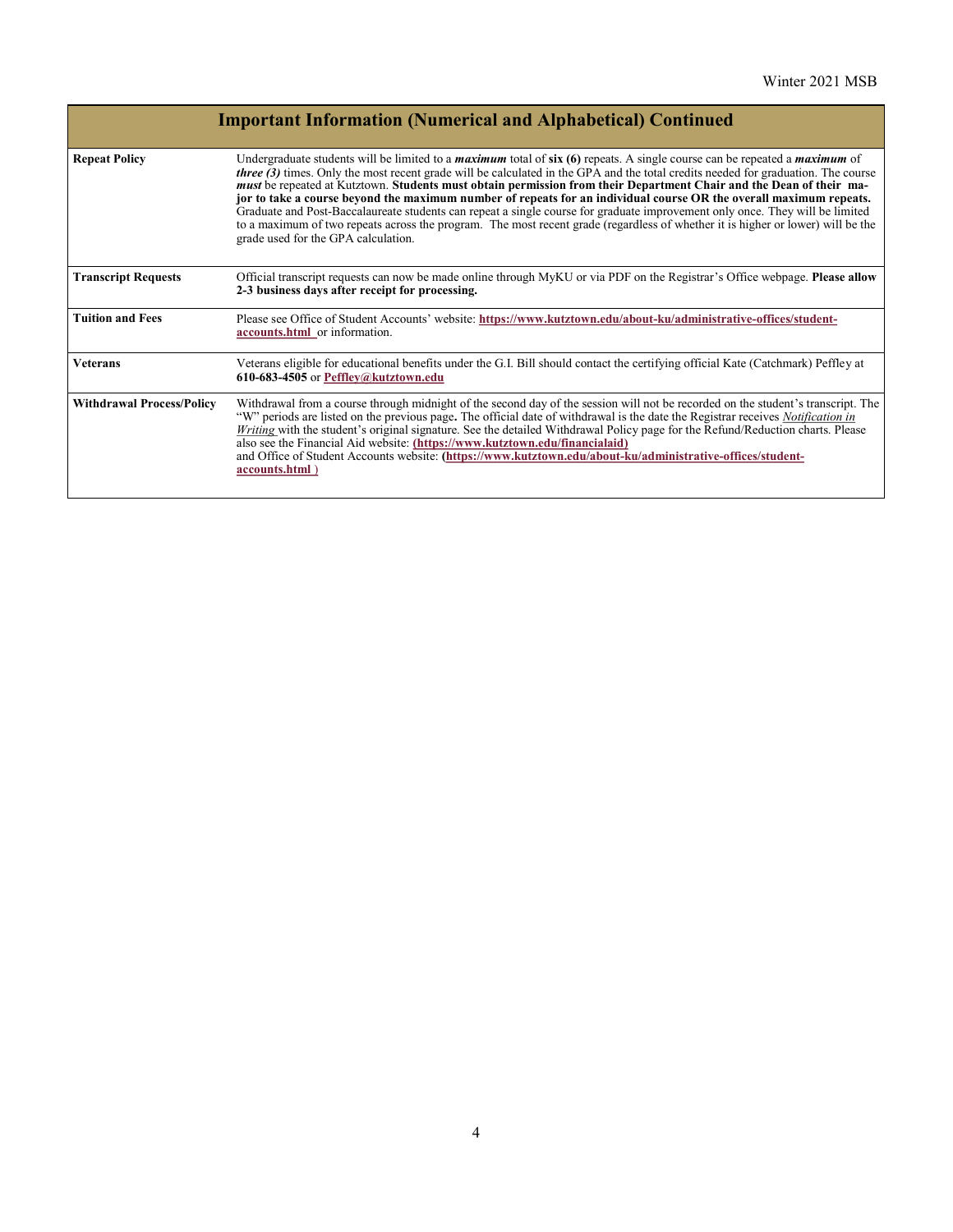## Important Information (Numerical and Alphabetical) Continued

| | |
|---|---|
| **Repeat Policy** | Undergraduate students will be limited to a ***maximum*** total of **six (6)** repeats. A single course can be repeated a ***maximum*** of ***three (3)*** times. Only the most recent grade will be calculated in the GPA and the total credits needed for graduation. The course ***must*** be repeated at Kutztown. **Students must obtain permission from their Department Chair and the Dean of their major to take a course beyond the maximum number of repeats for an individual course OR the overall maximum repeats.** Graduate and Post-Baccalaureate students can repeat a single course for graduate improvement only once. They will be limited to a maximum of two repeats across the program. The most recent grade (regardless of whether it is higher or lower) will be the grade used for the GPA calculation. |
| **Transcript Requests** | Official transcript requests can now be made online through MyKU or via PDF on the Registrar's Office webpage. **Please allow 2-3 business days after receipt for processing.** |
| **Tuition and Fees** | Please see Office of Student Accounts' website: **https://www.kutztown.edu/about-ku/administrative-offices/student-accounts.html** or information. |
| **Veterans** | Veterans eligible for educational benefits under the G.I. Bill should contact the certifying official Kate (Catchmark) Peffley at **610-683-4505** or **Peffley@kutztown.edu** |
| **Withdrawal Process/Policy** | Withdrawal from a course through midnight of the second day of the session will not be recorded on the student's transcript. The "W" periods are listed on the previous page**.** The official date of withdrawal is the date the Registrar receives *Notification in Writing* with the student's original signature. See the detailed Withdrawal Policy page for the Refund/Reduction charts. Please also see the Financial Aid website: **(https://www.kutztown.edu/financialaid)** and Office of Student Accounts website: **(https://www.kutztown.edu/about-ku/administrative-offices/student-accounts.html )** |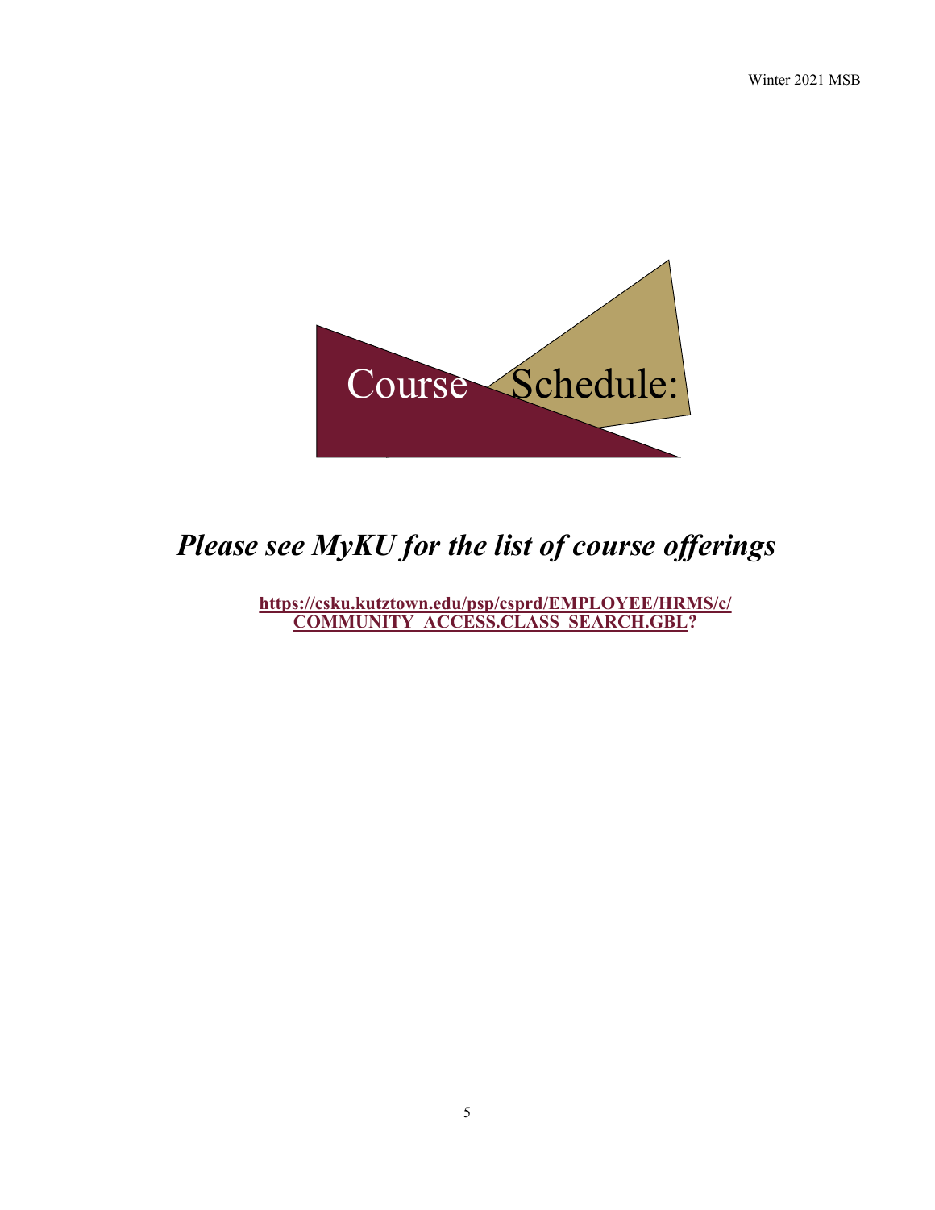# Course Schedule:

## *Please see MyKU for the list of course offerings*

**https://csku.kutztown.edu/psp/csprd/EMPLOYEE/HRMS/c/COMMUNITY_ACCESS.CLASS_SEARCH.GBL?**